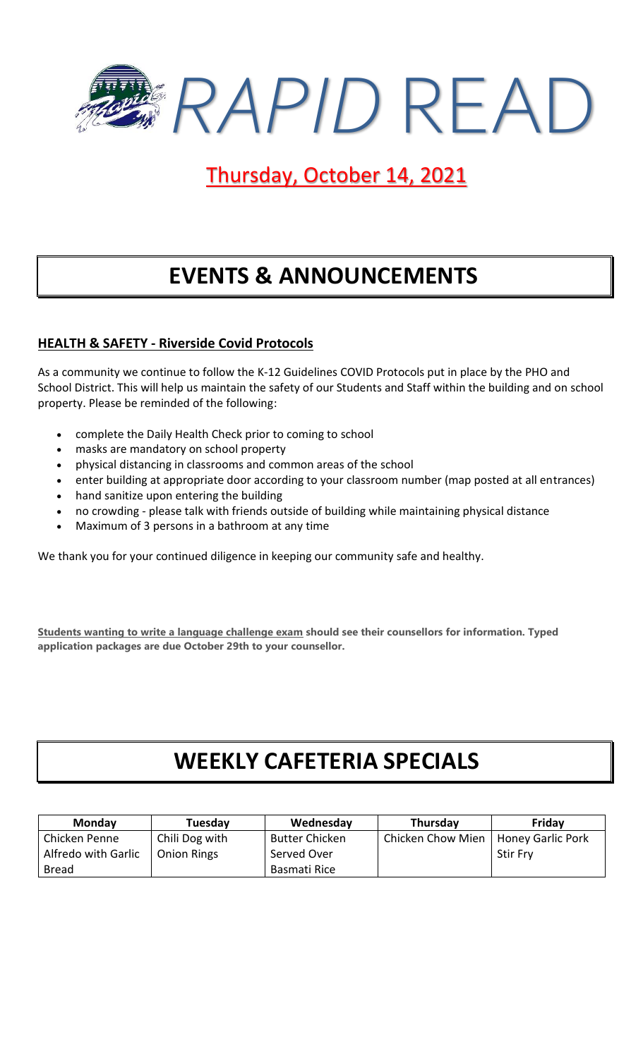# *RAPID* READ

## Thursday, October 14, 2021

# EVENTS & ANNOUNCEMENTS

### HEALTH & SAFETY - Riverside Covid Protocols

As a community we continue to follow the K-12 Guidelines COVID Protocols put in place by the PHO and School District. This will help us maintain the safety of our Students and Staff within the building and on school property. Please be reminded of the following:

- complete the Daily Health Check prior to coming to school
- masks are mandatory on school property
- physical distancing in classrooms and common areas of the school
- enter building at appropriate door according to your classroom number (map posted at all entrances)
- hand sanitize upon entering the building
- no crowding - please talk with friends outside of building while maintaining physical distance
- Maximum of 3 persons in a bathroom at any time

We thank you for your continued diligence in keeping our community safe and healthy.

**Students wanting to write a language challenge exam should see their counsellors for information. Typed application packages are due October 29th to your counsellor.**

# WEEKLY CAFETERIA SPECIALS

| Monday | Tuesday | Wednesday | Thursday | Friday |
|---|---|---|---|---|
| Chicken Penne Alfredo with Garlic Bread | Chili Dog with Onion Rings | Butter Chicken Served Over Basmati Rice | Chicken Chow Mien | Honey Garlic Pork Stir Fry |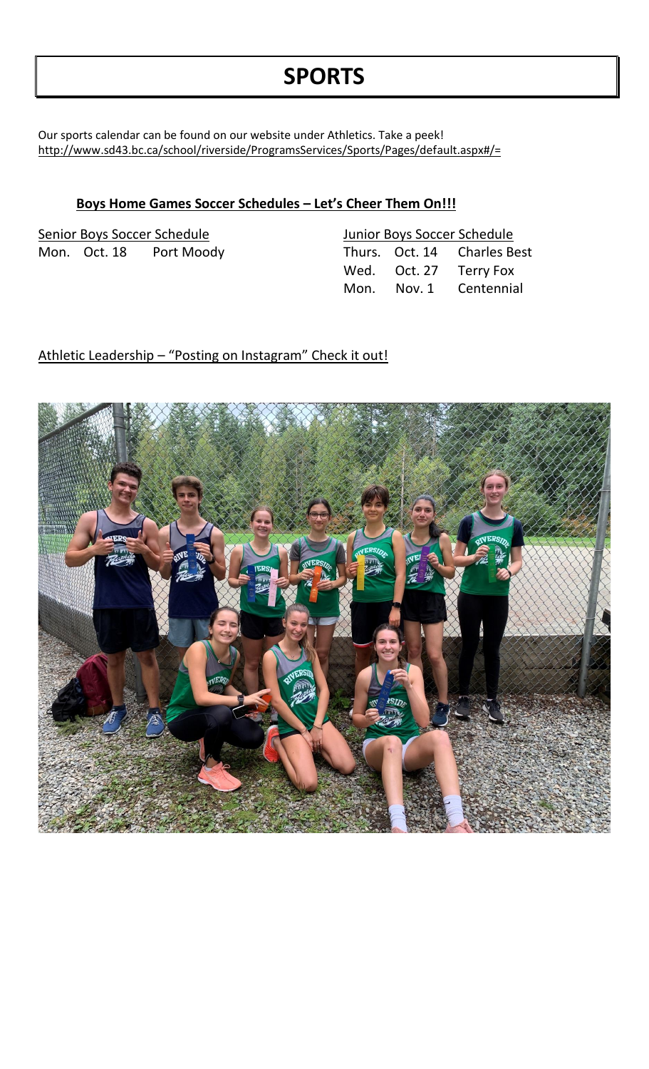# SPORTS

Our sports calendar can be found on our website under Athletics. Take a peek!
http://www.sd43.bc.ca/school/riverside/ProgramsServices/Sports/Pages/default.aspx#/=

**Boys Home Games Soccer Schedules – Let's Cheer Them On!!!**

Senior Boys Soccer Schedule

| | | |
|---|---|---|
| Mon. | Oct. 18 | Port Moody |

Junior Boys Soccer Schedule

| | | |
|---|---|---|
| Thurs. | Oct. 14 | Charles Best |
| Wed. | Oct. 27 | Terry Fox |
| Mon. | Nov. 1 | Centennial |

Athletic Leadership – "Posting on Instagram" Check it out!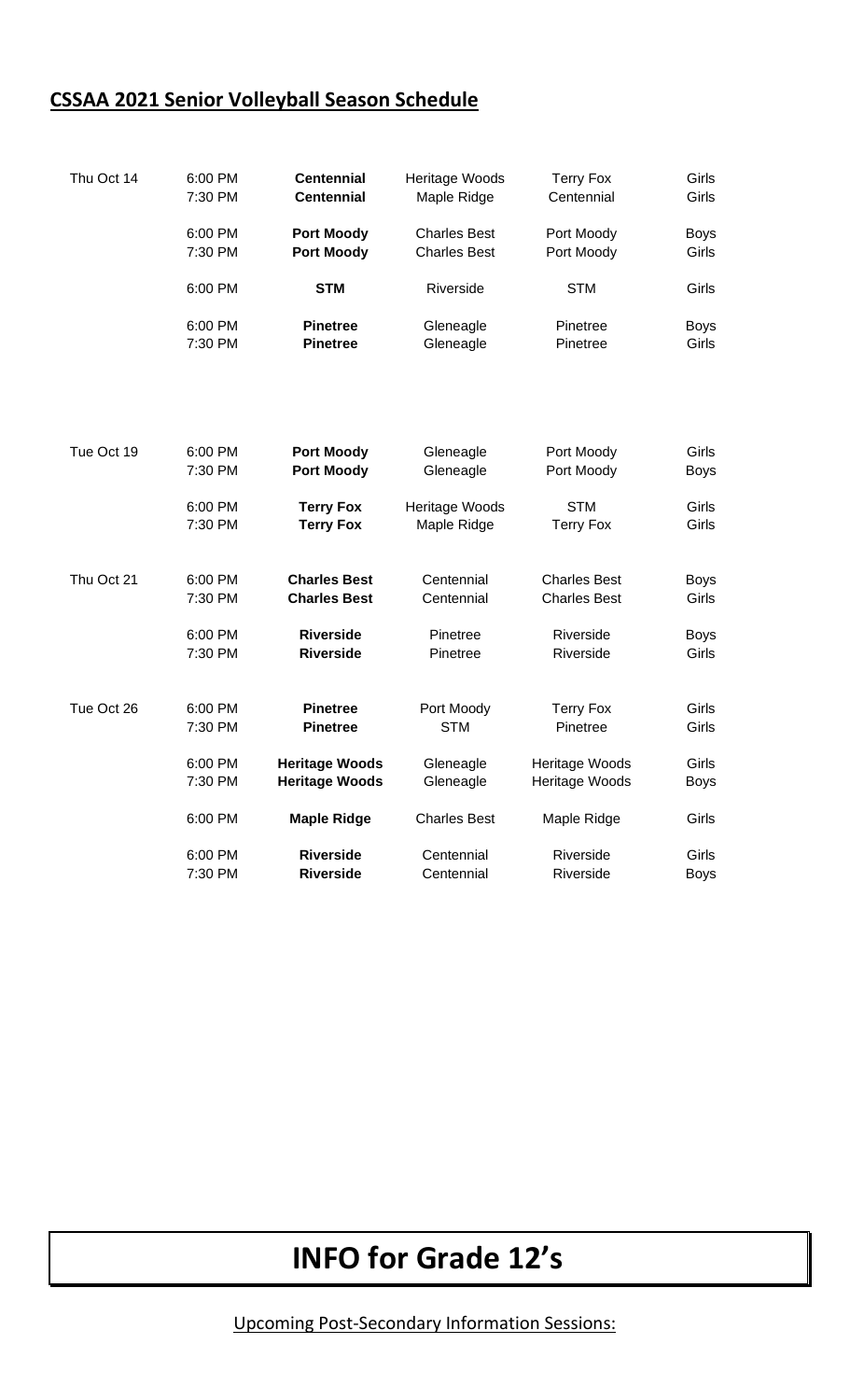## CSSAA 2021 Senior Volleyball Season Schedule

| Date | Time | Host | Team | Team | Division |
|---|---|---|---|---|---|
| Thu Oct 14 | 6:00 PM | **Centennial** | Heritage Woods | Terry Fox | Girls |
| | 7:30 PM | **Centennial** | Maple Ridge | Centennial | Girls |
| | 6:00 PM | **Port Moody** | Charles Best | Port Moody | Boys |
| | 7:30 PM | **Port Moody** | Charles Best | Port Moody | Girls |
| | 6:00 PM | **STM** | Riverside | STM | Girls |
| | 6:00 PM | **Pinetree** | Gleneagle | Pinetree | Boys |
| | 7:30 PM | **Pinetree** | Gleneagle | Pinetree | Girls |
| Tue Oct 19 | 6:00 PM | **Port Moody** | Gleneagle | Port Moody | Girls |
| | 7:30 PM | **Port Moody** | Gleneagle | Port Moody | Boys |
| | 6:00 PM | **Terry Fox** | Heritage Woods | STM | Girls |
| | 7:30 PM | **Terry Fox** | Maple Ridge | Terry Fox | Girls |
| Thu Oct 21 | 6:00 PM | **Charles Best** | Centennial | Charles Best | Boys |
| | 7:30 PM | **Charles Best** | Centennial | Charles Best | Girls |
| | 6:00 PM | **Riverside** | Pinetree | Riverside | Boys |
| | 7:30 PM | **Riverside** | Pinetree | Riverside | Girls |
| Tue Oct 26 | 6:00 PM | **Pinetree** | Port Moody | Terry Fox | Girls |
| | 7:30 PM | **Pinetree** | STM | Pinetree | Girls |
| | 6:00 PM | **Heritage Woods** | Gleneagle | Heritage Woods | Girls |
| | 7:30 PM | **Heritage Woods** | Gleneagle | Heritage Woods | Boys |
| | 6:00 PM | **Maple Ridge** | Charles Best | Maple Ridge | Girls |
| | 6:00 PM | **Riverside** | Centennial | Riverside | Girls |
| | 7:30 PM | **Riverside** | Centennial | Riverside | Boys |

# INFO for Grade 12's

Upcoming Post-Secondary Information Sessions: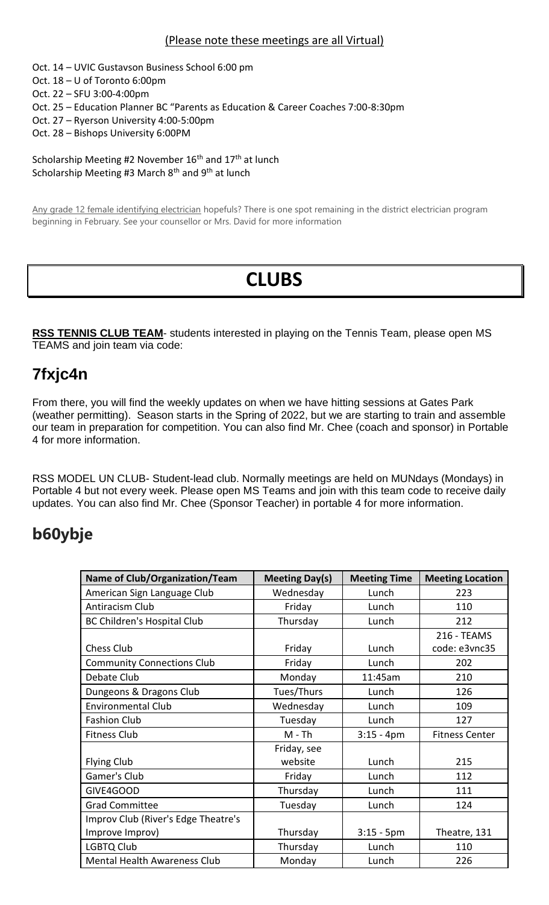(Please note these meetings are all Virtual)

- Oct. 14 – UVIC Gustavson Business School 6:00 pm
- Oct. 18 – U of Toronto 6:00pm
- Oct. 22 – SFU 3:00-4:00pm
- Oct. 25 – Education Planner BC "Parents as Education & Career Coaches 7:00-8:30pm
- Oct. 27 – Ryerson University 4:00-5:00pm
- Oct. 28 – Bishops University 6:00PM

Scholarship Meeting #2 November 16th and 17th at lunch
Scholarship Meeting #3 March 8th and 9th at lunch

Any grade 12 female identifying electrician hopefuls? There is one spot remaining in the district electrician program beginning in February. See your counsellor or Mrs. David for more information

# CLUBS

**RSS TENNIS CLUB TEAM**- students interested in playing on the Tennis Team, please open MS TEAMS and join team via code:

## 7fxjc4n

From there, you will find the weekly updates on when we have hitting sessions at Gates Park (weather permitting). Season starts in the Spring of 2022, but we are starting to train and assemble our team in preparation for competition. You can also find Mr. Chee (coach and sponsor) in Portable 4 for more information.

RSS MODEL UN CLUB- Student-lead club. Normally meetings are held on MUNdays (Mondays) in Portable 4 but not every week. Please open MS Teams and join with this team code to receive daily updates. You can also find Mr. Chee (Sponsor Teacher) in portable 4 for more information.

## b60ybje

| Name of Club/Organization/Team | Meeting Day(s) | Meeting Time | Meeting Location |
|---|---|---|---|
| American Sign Language Club | Wednesday | Lunch | 223 |
| Antiracism Club | Friday | Lunch | 110 |
| BC Children's Hospital Club | Thursday | Lunch | 212 |
| Chess Club | Friday | Lunch | 216 - TEAMS code: e3vnc35 |
| Community Connections Club | Friday | Lunch | 202 |
| Debate Club | Monday | 11:45am | 210 |
| Dungeons & Dragons Club | Tues/Thurs | Lunch | 126 |
| Environmental Club | Wednesday | Lunch | 109 |
| Fashion Club | Tuesday | Lunch | 127 |
| Fitness Club | M - Th | 3:15 - 4pm | Fitness Center |
| Flying Club | Friday, see website | Lunch | 215 |
| Gamer's Club | Friday | Lunch | 112 |
| GIVE4GOOD | Thursday | Lunch | 111 |
| Grad Committee | Tuesday | Lunch | 124 |
| Improv Club (River's Edge Theatre's Improve Improv) | Thursday | 3:15 - 5pm | Theatre, 131 |
| LGBTQ Club | Thursday | Lunch | 110 |
| Mental Health Awareness Club | Monday | Lunch | 226 |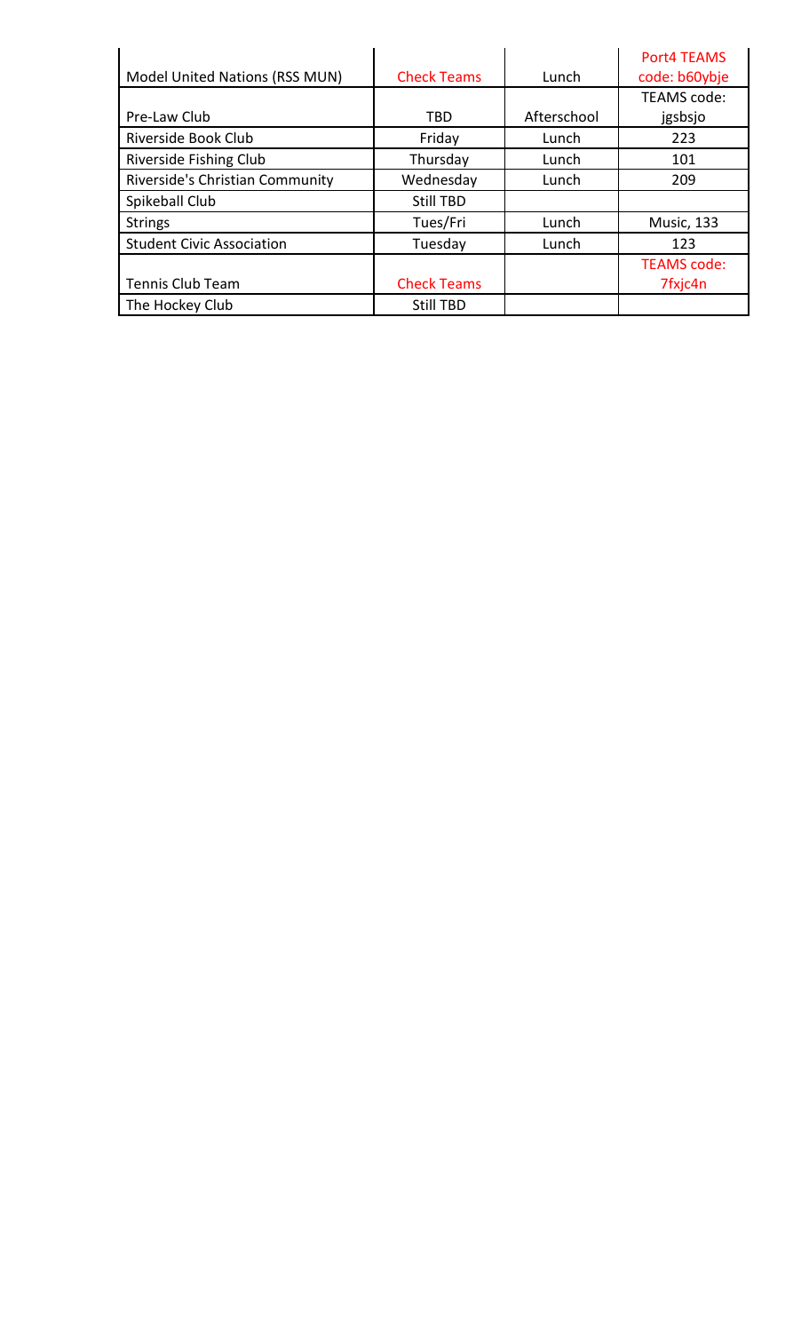| | | | |
|---|---|---|---|
| Model United Nations (RSS MUN) | Check Teams | Lunch | Port4 TEAMS code: b60ybje |
| Pre-Law Club | TBD | Afterschool | TEAMS code: jgsbsjo |
| Riverside Book Club | Friday | Lunch | 223 |
| Riverside Fishing Club | Thursday | Lunch | 101 |
| Riverside's Christian Community | Wednesday | Lunch | 209 |
| Spikeball Club | Still TBD | | |
| Strings | Tues/Fri | Lunch | Music, 133 |
| Student Civic Association | Tuesday | Lunch | 123 |
| Tennis Club Team | Check Teams | | TEAMS code: 7fxjc4n |
| The Hockey Club | Still TBD | | |